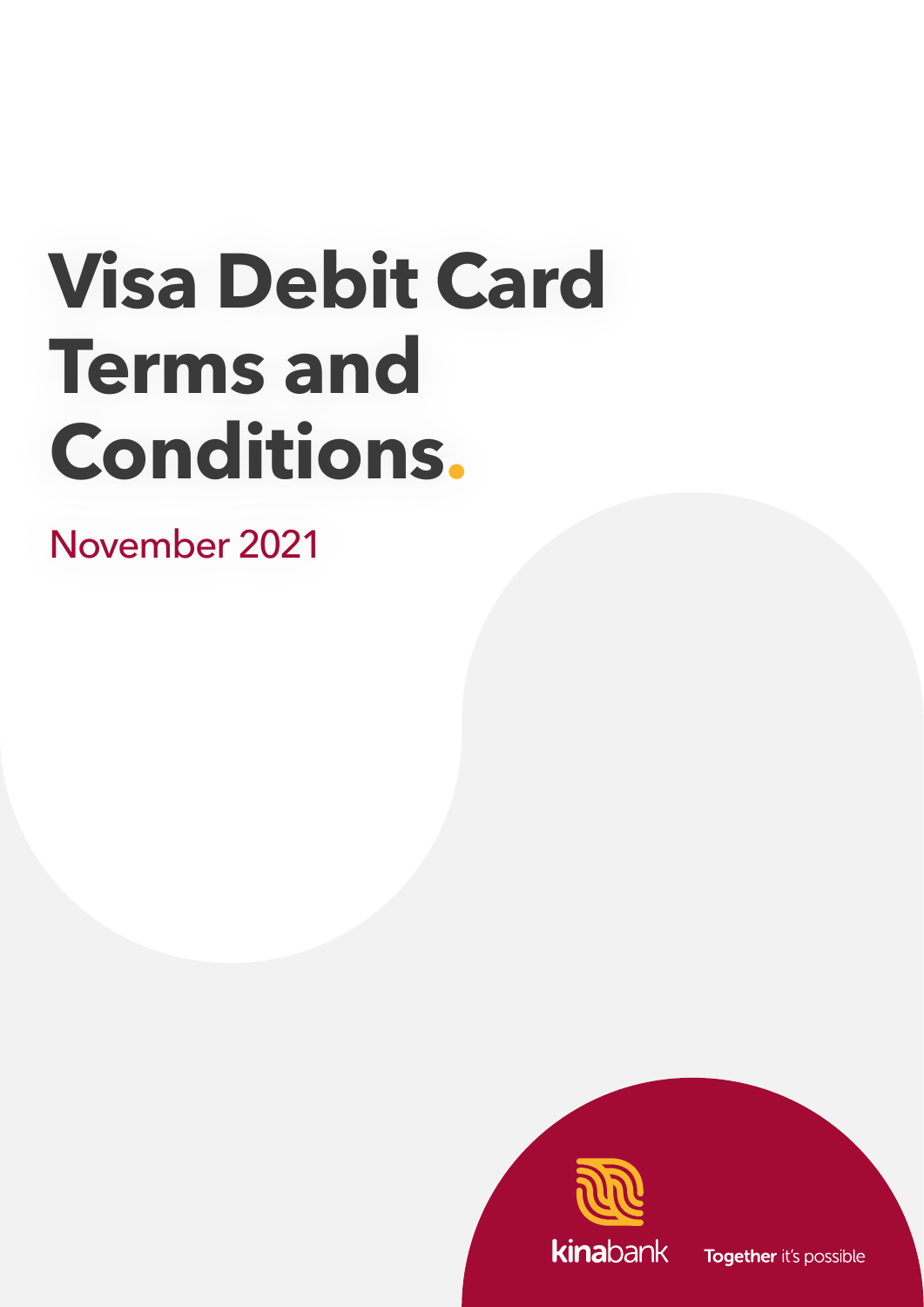# Visa Debit Card Terms and Conditions.

November 2021

kinabank

**Together** it's possible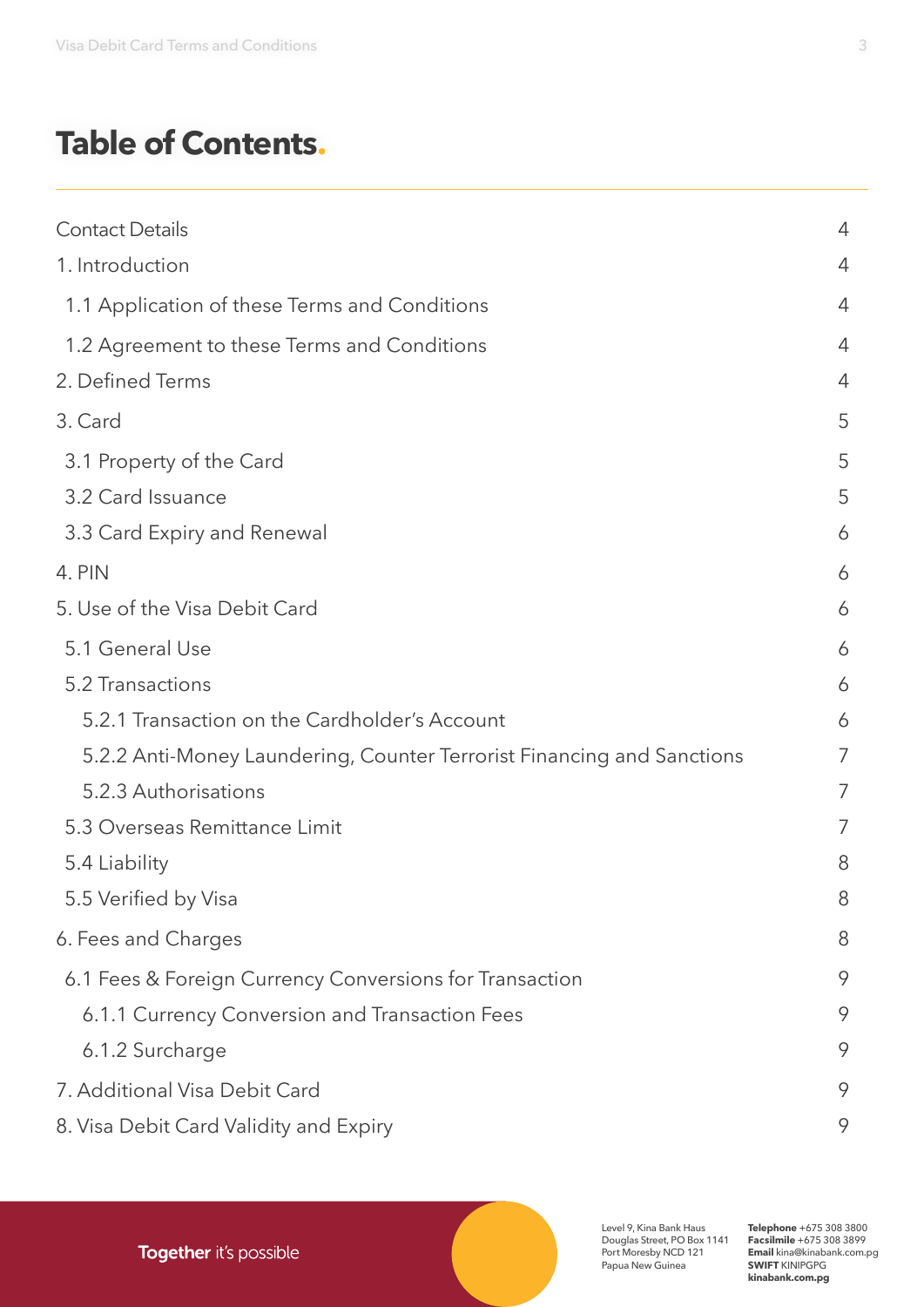# Table of Contents.

| | |
|---|---|
| Contact Details | 4 |
| 1. Introduction | 4 |
| 1.1 Application of these Terms and Conditions | 4 |
| 1.2 Agreement to these Terms and Conditions | 4 |
| 2. Defined Terms | 4 |
| 3. Card | 5 |
| 3.1 Property of the Card | 5 |
| 3.2 Card Issuance | 5 |
| 3.3 Card Expiry and Renewal | 6 |
| 4. PIN | 6 |
| 5. Use of the Visa Debit Card | 6 |
| 5.1 General Use | 6 |
| 5.2 Transactions | 6 |
| 5.2.1 Transaction on the Cardholder's Account | 6 |
| 5.2.2 Anti-Money Laundering, Counter Terrorist Financing and Sanctions | 7 |
| 5.2.3 Authorisations | 7 |
| 5.3 Overseas Remittance Limit | 7 |
| 5.4 Liability | 8 |
| 5.5 Verified by Visa | 8 |
| 6. Fees and Charges | 8 |
| 6.1 Fees & Foreign Currency Conversions for Transaction | 9 |
| 6.1.1 Currency Conversion and Transaction Fees | 9 |
| 6.1.2 Surcharge | 9 |
| 7. Additional Visa Debit Card | 9 |
| 8. Visa Debit Card Validity and Expiry | 9 |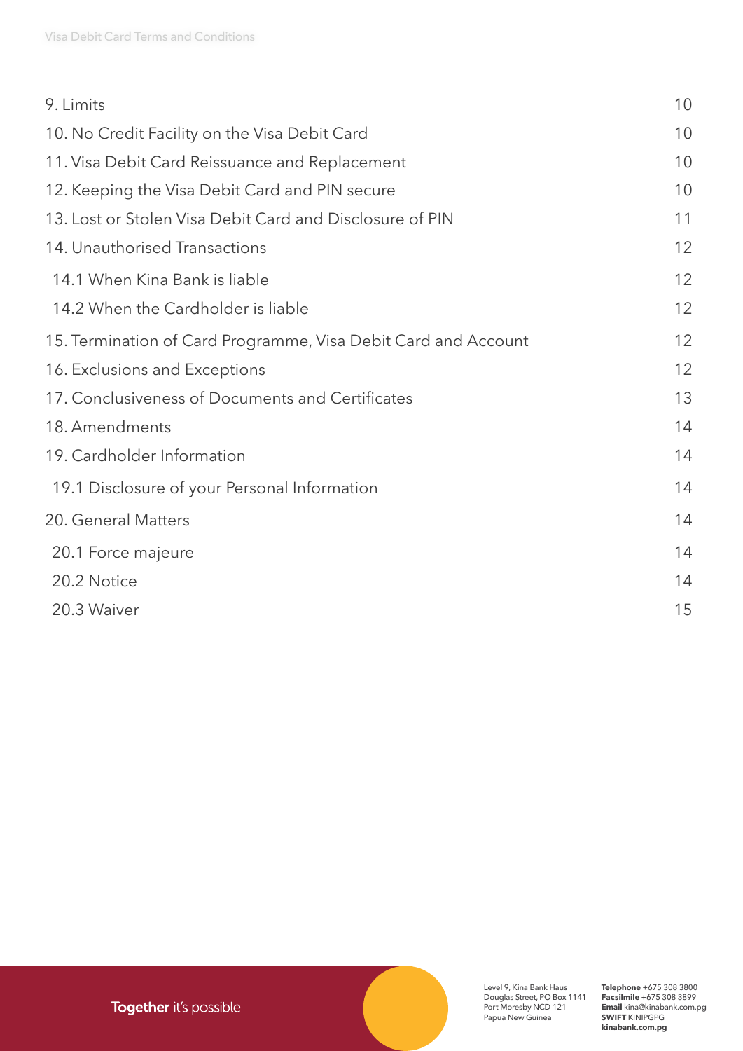| | |
|---|---|
| 9. Limits | 10 |
| 10. No Credit Facility on the Visa Debit Card | 10 |
| 11. Visa Debit Card Reissuance and Replacement | 10 |
| 12. Keeping the Visa Debit Card and PIN secure | 10 |
| 13. Lost or Stolen Visa Debit Card and Disclosure of PIN | 11 |
| 14. Unauthorised Transactions | 12 |
| 14.1 When Kina Bank is liable | 12 |
| 14.2 When the Cardholder is liable | 12 |
| 15. Termination of Card Programme, Visa Debit Card and Account | 12 |
| 16. Exclusions and Exceptions | 12 |
| 17. Conclusiveness of Documents and Certificates | 13 |
| 18. Amendments | 14 |
| 19. Cardholder Information | 14 |
| 19.1 Disclosure of your Personal Information | 14 |
| 20. General Matters | 14 |
| 20.1 Force majeure | 14 |
| 20.2 Notice | 14 |
| 20.3 Waiver | 15 |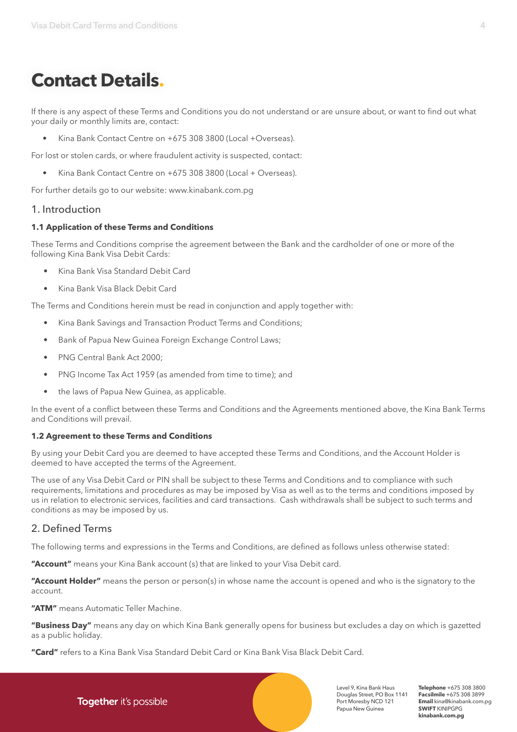# Contact Details.

If there is any aspect of these Terms and Conditions you do not understand or are unsure about, or want to find out what your daily or monthly limits are, contact:

- Kina Bank Contact Centre on +675 308 3800 (Local +Overseas).

For lost or stolen cards, or where fraudulent activity is suspected, contact:

- Kina Bank Contact Centre on +675 308 3800 (Local + Overseas).

For further details go to our website: www.kinabank.com.pg

## 1. Introduction

### 1.1 Application of these Terms and Conditions

These Terms and Conditions comprise the agreement between the Bank and the cardholder of one or more of the following Kina Bank Visa Debit Cards:

- Kina Bank Visa Standard Debit Card
- Kina Bank Visa Black Debit Card

The Terms and Conditions herein must be read in conjunction and apply together with:

- Kina Bank Savings and Transaction Product Terms and Conditions;
- Bank of Papua New Guinea Foreign Exchange Control Laws;
- PNG Central Bank Act 2000;
- PNG Income Tax Act 1959 (as amended from time to time); and
- the laws of Papua New Guinea, as applicable.

In the event of a conflict between these Terms and Conditions and the Agreements mentioned above, the Kina Bank Terms and Conditions will prevail.

### 1.2 Agreement to these Terms and Conditions

By using your Debit Card you are deemed to have accepted these Terms and Conditions, and the Account Holder is deemed to have accepted the terms of the Agreement.

The use of any Visa Debit Card or PIN shall be subject to these Terms and Conditions and to compliance with such requirements, limitations and procedures as may be imposed by Visa as well as to the terms and conditions imposed by us in relation to electronic services, facilities and card transactions. Cash withdrawals shall be subject to such terms and conditions as may be imposed by us.

## 2. Defined Terms

The following terms and expressions in the Terms and Conditions, are defined as follows unless otherwise stated:

**"Account"** means your Kina Bank account (s) that are linked to your Visa Debit card.

**"Account Holder"** means the person or person(s) in whose name the account is opened and who is the signatory to the account.

**"ATM"** means Automatic Teller Machine.

**"Business Day"** means any day on which Kina Bank generally opens for business but excludes a day on which is gazetted as a public holiday.

**"Card"** refers to a Kina Bank Visa Standard Debit Card or Kina Bank Visa Black Debit Card.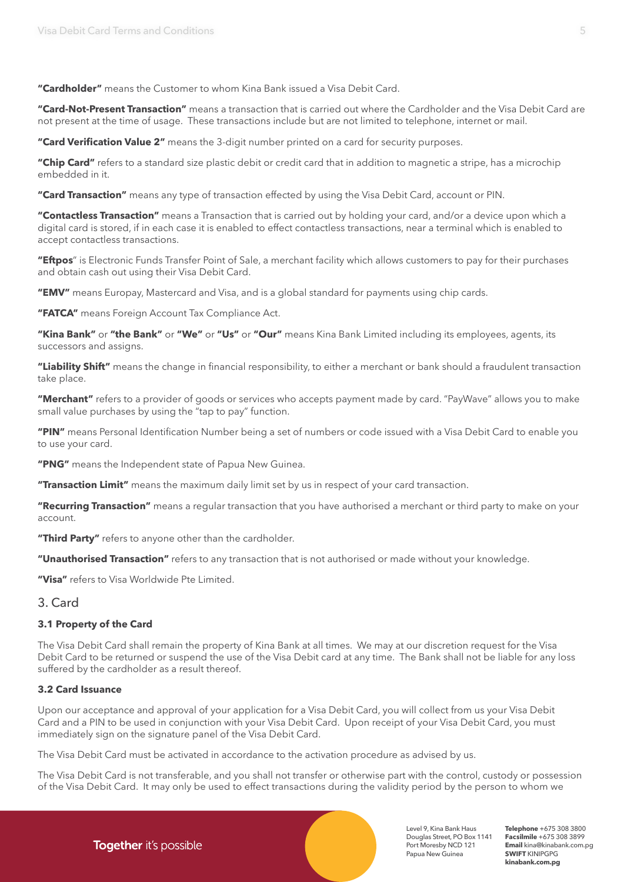**"Cardholder"** means the Customer to whom Kina Bank issued a Visa Debit Card.

**"Card-Not-Present Transaction"** means a transaction that is carried out where the Cardholder and the Visa Debit Card are not present at the time of usage. These transactions include but are not limited to telephone, internet or mail.

**"Card Verification Value 2"** means the 3-digit number printed on a card for security purposes.

**"Chip Card"** refers to a standard size plastic debit or credit card that in addition to magnetic a stripe, has a microchip embedded in it.

**"Card Transaction"** means any type of transaction effected by using the Visa Debit Card, account or PIN.

**"Contactless Transaction"** means a Transaction that is carried out by holding your card, and/or a device upon which a digital card is stored, if in each case it is enabled to effect contactless transactions, near a terminal which is enabled to accept contactless transactions.

**"Eftpos**" is Electronic Funds Transfer Point of Sale, a merchant facility which allows customers to pay for their purchases and obtain cash out using their Visa Debit Card.

**"EMV"** means Europay, Mastercard and Visa, and is a global standard for payments using chip cards.

**"FATCA"** means Foreign Account Tax Compliance Act.

**"Kina Bank"** or **"the Bank"** or **"We"** or **"Us"** or **"Our"** means Kina Bank Limited including its employees, agents, its successors and assigns.

**"Liability Shift"** means the change in financial responsibility, to either a merchant or bank should a fraudulent transaction take place.

**"Merchant"** refers to a provider of goods or services who accepts payment made by card. "PayWave" allows you to make small value purchases by using the "tap to pay" function.

**"PIN"** means Personal Identification Number being a set of numbers or code issued with a Visa Debit Card to enable you to use your card.

**"PNG"** means the Independent state of Papua New Guinea.

**"Transaction Limit"** means the maximum daily limit set by us in respect of your card transaction.

**"Recurring Transaction"** means a regular transaction that you have authorised a merchant or third party to make on your account.

**"Third Party"** refers to anyone other than the cardholder.

**"Unauthorised Transaction"** refers to any transaction that is not authorised or made without your knowledge.

**"Visa"** refers to Visa Worldwide Pte Limited.

## 3. Card

### 3.1 Property of the Card

The Visa Debit Card shall remain the property of Kina Bank at all times. We may at our discretion request for the Visa Debit Card to be returned or suspend the use of the Visa Debit card at any time. The Bank shall not be liable for any loss suffered by the cardholder as a result thereof.

### 3.2 Card Issuance

Upon our acceptance and approval of your application for a Visa Debit Card, you will collect from us your Visa Debit Card and a PIN to be used in conjunction with your Visa Debit Card. Upon receipt of your Visa Debit Card, you must immediately sign on the signature panel of the Visa Debit Card.

The Visa Debit Card must be activated in accordance to the activation procedure as advised by us.

The Visa Debit Card is not transferable, and you shall not transfer or otherwise part with the control, custody or possession of the Visa Debit Card. It may only be used to effect transactions during the validity period by the person to whom we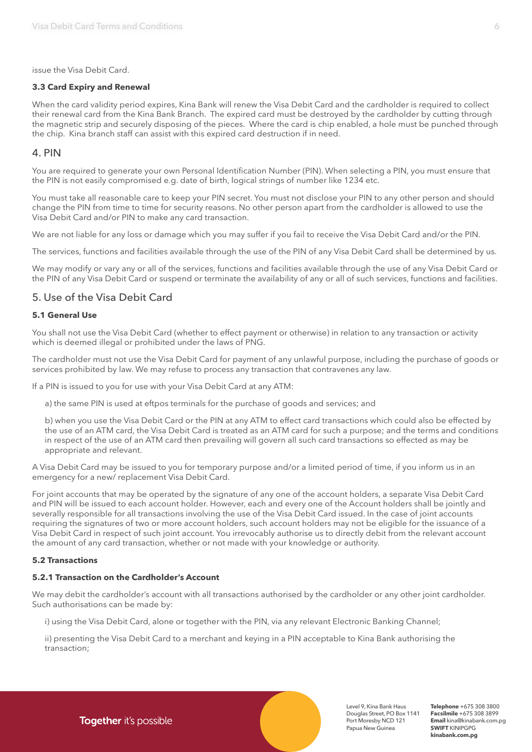issue the Visa Debit Card.

### 3.3 Card Expiry and Renewal

When the card validity period expires, Kina Bank will renew the Visa Debit Card and the cardholder is required to collect their renewal card from the Kina Bank Branch. The expired card must be destroyed by the cardholder by cutting through the magnetic strip and securely disposing of the pieces. Where the card is chip enabled, a hole must be punched through the chip. Kina branch staff can assist with this expired card destruction if in need.

## 4. PIN

You are required to generate your own Personal Identification Number (PIN). When selecting a PIN, you must ensure that the PIN is not easily compromised e.g. date of birth, logical strings of number like 1234 etc.

You must take all reasonable care to keep your PIN secret. You must not disclose your PIN to any other person and should change the PIN from time to time for security reasons. No other person apart from the cardholder is allowed to use the Visa Debit Card and/or PIN to make any card transaction.

We are not liable for any loss or damage which you may suffer if you fail to receive the Visa Debit Card and/or the PIN.

The services, functions and facilities available through the use of the PIN of any Visa Debit Card shall be determined by us.

We may modify or vary any or all of the services, functions and facilities available through the use of any Visa Debit Card or the PIN of any Visa Debit Card or suspend or terminate the availability of any or all of such services, functions and facilities.

## 5. Use of the Visa Debit Card

### 5.1 General Use

You shall not use the Visa Debit Card (whether to effect payment or otherwise) in relation to any transaction or activity which is deemed illegal or prohibited under the laws of PNG.

The cardholder must not use the Visa Debit Card for payment of any unlawful purpose, including the purchase of goods or services prohibited by law. We may refuse to process any transaction that contravenes any law.

If a PIN is issued to you for use with your Visa Debit Card at any ATM:

a) the same PIN is used at eftpos terminals for the purchase of goods and services; and

b) when you use the Visa Debit Card or the PIN at any ATM to effect card transactions which could also be effected by the use of an ATM card, the Visa Debit Card is treated as an ATM card for such a purpose; and the terms and conditions in respect of the use of an ATM card then prevailing will govern all such card transactions so effected as may be appropriate and relevant.

A Visa Debit Card may be issued to you for temporary purpose and/or a limited period of time, if you inform us in an emergency for a new/ replacement Visa Debit Card.

For joint accounts that may be operated by the signature of any one of the account holders, a separate Visa Debit Card and PIN will be issued to each account holder. However, each and every one of the Account holders shall be jointly and severally responsible for all transactions involving the use of the Visa Debit Card issued. In the case of joint accounts requiring the signatures of two or more account holders, such account holders may not be eligible for the issuance of a Visa Debit Card in respect of such joint account. You irrevocably authorise us to directly debit from the relevant account the amount of any card transaction, whether or not made with your knowledge or authority.

### 5.2 Transactions

#### 5.2.1 Transaction on the Cardholder's Account

We may debit the cardholder's account with all transactions authorised by the cardholder or any other joint cardholder. Such authorisations can be made by:

i) using the Visa Debit Card, alone or together with the PIN, via any relevant Electronic Banking Channel;

ii) presenting the Visa Debit Card to a merchant and keying in a PIN acceptable to Kina Bank authorising the transaction;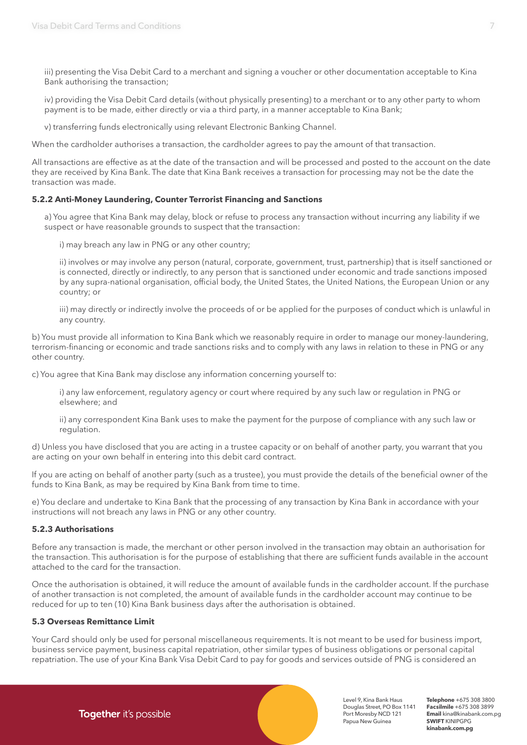iii) presenting the Visa Debit Card to a merchant and signing a voucher or other documentation acceptable to Kina Bank authorising the transaction;

iv) providing the Visa Debit Card details (without physically presenting) to a merchant or to any other party to whom payment is to be made, either directly or via a third party, in a manner acceptable to Kina Bank;

v) transferring funds electronically using relevant Electronic Banking Channel.

When the cardholder authorises a transaction, the cardholder agrees to pay the amount of that transaction.

All transactions are effective as at the date of the transaction and will be processed and posted to the account on the date they are received by Kina Bank. The date that Kina Bank receives a transaction for processing may not be the date the transaction was made.

#### 5.2.2 Anti-Money Laundering, Counter Terrorist Financing and Sanctions

a) You agree that Kina Bank may delay, block or refuse to process any transaction without incurring any liability if we suspect or have reasonable grounds to suspect that the transaction:

i) may breach any law in PNG or any other country;

ii) involves or may involve any person (natural, corporate, government, trust, partnership) that is itself sanctioned or is connected, directly or indirectly, to any person that is sanctioned under economic and trade sanctions imposed by any supra-national organisation, official body, the United States, the United Nations, the European Union or any country; or

iii) may directly or indirectly involve the proceeds of or be applied for the purposes of conduct which is unlawful in any country.

b) You must provide all information to Kina Bank which we reasonably require in order to manage our money-laundering, terrorism-financing or economic and trade sanctions risks and to comply with any laws in relation to these in PNG or any other country.

c) You agree that Kina Bank may disclose any information concerning yourself to:

i) any law enforcement, regulatory agency or court where required by any such law or regulation in PNG or elsewhere; and

ii) any correspondent Kina Bank uses to make the payment for the purpose of compliance with any such law or regulation.

d) Unless you have disclosed that you are acting in a trustee capacity or on behalf of another party, you warrant that you are acting on your own behalf in entering into this debit card contract.

If you are acting on behalf of another party (such as a trustee), you must provide the details of the beneficial owner of the funds to Kina Bank, as may be required by Kina Bank from time to time.

e) You declare and undertake to Kina Bank that the processing of any transaction by Kina Bank in accordance with your instructions will not breach any laws in PNG or any other country.

#### 5.2.3 Authorisations

Before any transaction is made, the merchant or other person involved in the transaction may obtain an authorisation for the transaction. This authorisation is for the purpose of establishing that there are sufficient funds available in the account attached to the card for the transaction.

Once the authorisation is obtained, it will reduce the amount of available funds in the cardholder account. If the purchase of another transaction is not completed, the amount of available funds in the cardholder account may continue to be reduced for up to ten (10) Kina Bank business days after the authorisation is obtained.

### 5.3 Overseas Remittance Limit

Your Card should only be used for personal miscellaneous requirements. It is not meant to be used for business import, business service payment, business capital repatriation, other similar types of business obligations or personal capital repatriation. The use of your Kina Bank Visa Debit Card to pay for goods and services outside of PNG is considered an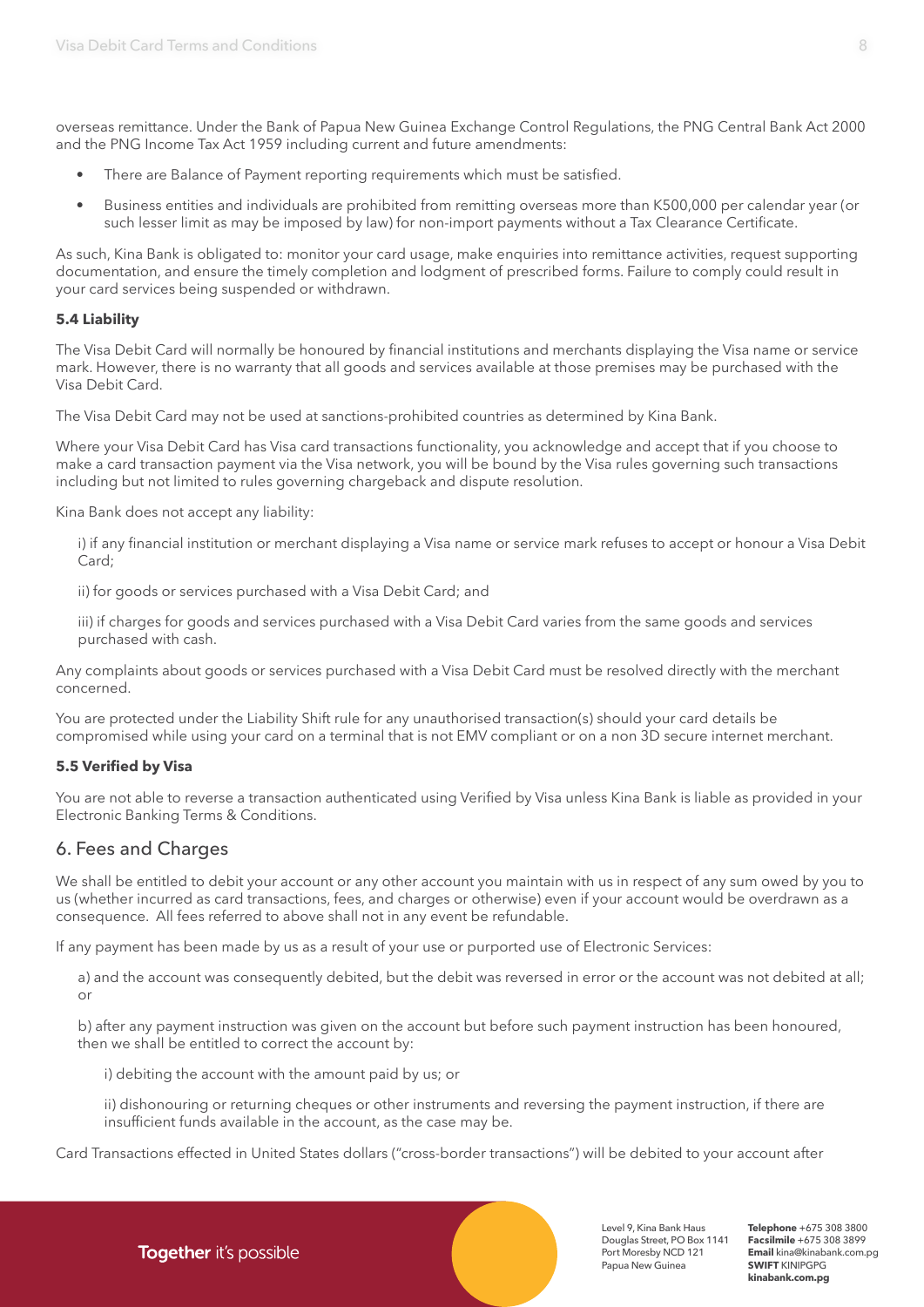overseas remittance. Under the Bank of Papua New Guinea Exchange Control Regulations, the PNG Central Bank Act 2000 and the PNG Income Tax Act 1959 including current and future amendments:

- There are Balance of Payment reporting requirements which must be satisfied.
- Business entities and individuals are prohibited from remitting overseas more than K500,000 per calendar year (or such lesser limit as may be imposed by law) for non-import payments without a Tax Clearance Certificate.

As such, Kina Bank is obligated to: monitor your card usage, make enquiries into remittance activities, request supporting documentation, and ensure the timely completion and lodgment of prescribed forms. Failure to comply could result in your card services being suspended or withdrawn.

**5.4 Liability**

The Visa Debit Card will normally be honoured by financial institutions and merchants displaying the Visa name or service mark. However, there is no warranty that all goods and services available at those premises may be purchased with the Visa Debit Card.

The Visa Debit Card may not be used at sanctions-prohibited countries as determined by Kina Bank.

Where your Visa Debit Card has Visa card transactions functionality, you acknowledge and accept that if you choose to make a card transaction payment via the Visa network, you will be bound by the Visa rules governing such transactions including but not limited to rules governing chargeback and dispute resolution.

Kina Bank does not accept any liability:

i) if any financial institution or merchant displaying a Visa name or service mark refuses to accept or honour a Visa Debit Card;

ii) for goods or services purchased with a Visa Debit Card; and

iii) if charges for goods and services purchased with a Visa Debit Card varies from the same goods and services purchased with cash.

Any complaints about goods or services purchased with a Visa Debit Card must be resolved directly with the merchant concerned.

You are protected under the Liability Shift rule for any unauthorised transaction(s) should your card details be compromised while using your card on a terminal that is not EMV compliant or on a non 3D secure internet merchant.

**5.5 Verified by Visa**

You are not able to reverse a transaction authenticated using Verified by Visa unless Kina Bank is liable as provided in your Electronic Banking Terms & Conditions.

## 6. Fees and Charges

We shall be entitled to debit your account or any other account you maintain with us in respect of any sum owed by you to us (whether incurred as card transactions, fees, and charges or otherwise) even if your account would be overdrawn as a consequence. All fees referred to above shall not in any event be refundable.

If any payment has been made by us as a result of your use or purported use of Electronic Services:

a) and the account was consequently debited, but the debit was reversed in error or the account was not debited at all; or

b) after any payment instruction was given on the account but before such payment instruction has been honoured, then we shall be entitled to correct the account by:

i) debiting the account with the amount paid by us; or

ii) dishonouring or returning cheques or other instruments and reversing the payment instruction, if there are insufficient funds available in the account, as the case may be.

Card Transactions effected in United States dollars ("cross-border transactions") will be debited to your account after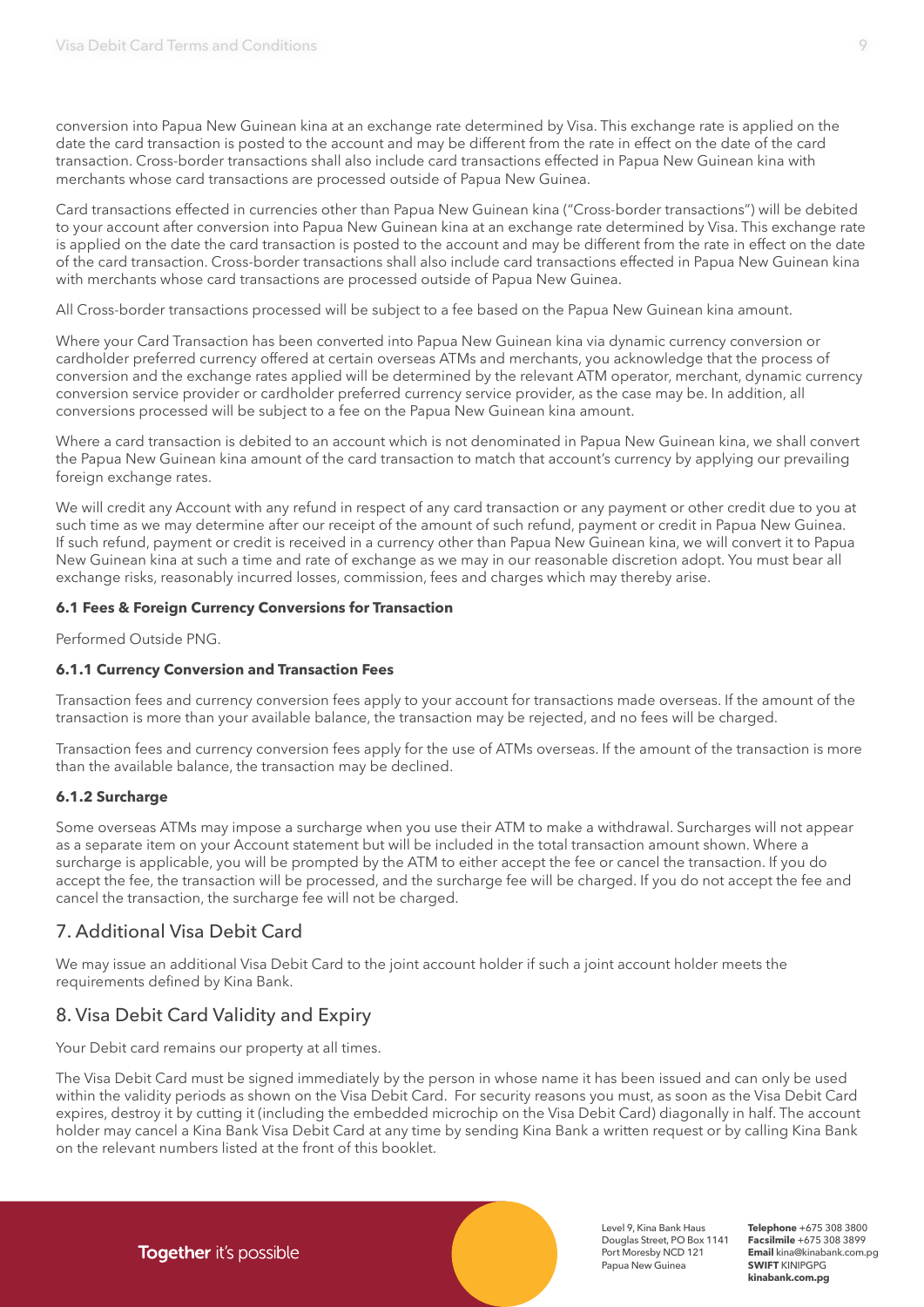conversion into Papua New Guinean kina at an exchange rate determined by Visa. This exchange rate is applied on the date the card transaction is posted to the account and may be different from the rate in effect on the date of the card transaction. Cross-border transactions shall also include card transactions effected in Papua New Guinean kina with merchants whose card transactions are processed outside of Papua New Guinea.

Card transactions effected in currencies other than Papua New Guinean kina ("Cross-border transactions") will be debited to your account after conversion into Papua New Guinean kina at an exchange rate determined by Visa. This exchange rate is applied on the date the card transaction is posted to the account and may be different from the rate in effect on the date of the card transaction. Cross-border transactions shall also include card transactions effected in Papua New Guinean kina with merchants whose card transactions are processed outside of Papua New Guinea.

All Cross-border transactions processed will be subject to a fee based on the Papua New Guinean kina amount.

Where your Card Transaction has been converted into Papua New Guinean kina via dynamic currency conversion or cardholder preferred currency offered at certain overseas ATMs and merchants, you acknowledge that the process of conversion and the exchange rates applied will be determined by the relevant ATM operator, merchant, dynamic currency conversion service provider or cardholder preferred currency service provider, as the case may be. In addition, all conversions processed will be subject to a fee on the Papua New Guinean kina amount.

Where a card transaction is debited to an account which is not denominated in Papua New Guinean kina, we shall convert the Papua New Guinean kina amount of the card transaction to match that account's currency by applying our prevailing foreign exchange rates.

We will credit any Account with any refund in respect of any card transaction or any payment or other credit due to you at such time as we may determine after our receipt of the amount of such refund, payment or credit in Papua New Guinea. If such refund, payment or credit is received in a currency other than Papua New Guinean kina, we will convert it to Papua New Guinean kina at such a time and rate of exchange as we may in our reasonable discretion adopt. You must bear all exchange risks, reasonably incurred losses, commission, fees and charges which may thereby arise.

#### 6.1 Fees & Foreign Currency Conversions for Transaction

Performed Outside PNG.

#### 6.1.1 Currency Conversion and Transaction Fees

Transaction fees and currency conversion fees apply to your account for transactions made overseas. If the amount of the transaction is more than your available balance, the transaction may be rejected, and no fees will be charged.

Transaction fees and currency conversion fees apply for the use of ATMs overseas. If the amount of the transaction is more than the available balance, the transaction may be declined.

#### 6.1.2 Surcharge

Some overseas ATMs may impose a surcharge when you use their ATM to make a withdrawal. Surcharges will not appear as a separate item on your Account statement but will be included in the total transaction amount shown. Where a surcharge is applicable, you will be prompted by the ATM to either accept the fee or cancel the transaction. If you do accept the fee, the transaction will be processed, and the surcharge fee will be charged. If you do not accept the fee and cancel the transaction, the surcharge fee will not be charged.

## 7. Additional Visa Debit Card

We may issue an additional Visa Debit Card to the joint account holder if such a joint account holder meets the requirements defined by Kina Bank.

## 8. Visa Debit Card Validity and Expiry

Your Debit card remains our property at all times.

The Visa Debit Card must be signed immediately by the person in whose name it has been issued and can only be used within the validity periods as shown on the Visa Debit Card. For security reasons you must, as soon as the Visa Debit Card expires, destroy it by cutting it (including the embedded microchip on the Visa Debit Card) diagonally in half. The account holder may cancel a Kina Bank Visa Debit Card at any time by sending Kina Bank a written request or by calling Kina Bank on the relevant numbers listed at the front of this booklet.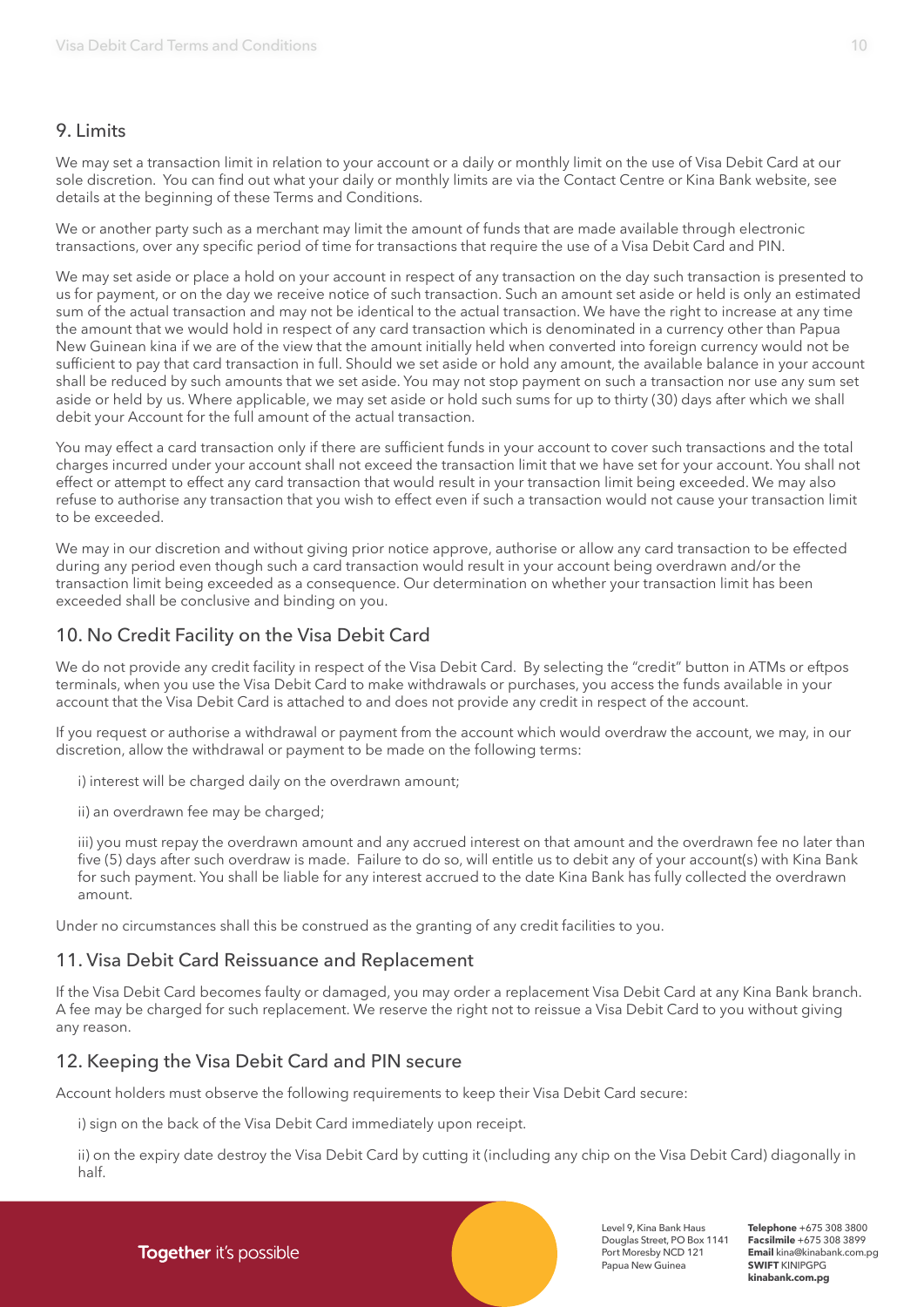## 9. Limits

We may set a transaction limit in relation to your account or a daily or monthly limit on the use of Visa Debit Card at our sole discretion. You can find out what your daily or monthly limits are via the Contact Centre or Kina Bank website, see details at the beginning of these Terms and Conditions.

We or another party such as a merchant may limit the amount of funds that are made available through electronic transactions, over any specific period of time for transactions that require the use of a Visa Debit Card and PIN.

We may set aside or place a hold on your account in respect of any transaction on the day such transaction is presented to us for payment, or on the day we receive notice of such transaction. Such an amount set aside or held is only an estimated sum of the actual transaction and may not be identical to the actual transaction. We have the right to increase at any time the amount that we would hold in respect of any card transaction which is denominated in a currency other than Papua New Guinean kina if we are of the view that the amount initially held when converted into foreign currency would not be sufficient to pay that card transaction in full. Should we set aside or hold any amount, the available balance in your account shall be reduced by such amounts that we set aside. You may not stop payment on such a transaction nor use any sum set aside or held by us. Where applicable, we may set aside or hold such sums for up to thirty (30) days after which we shall debit your Account for the full amount of the actual transaction.

You may effect a card transaction only if there are sufficient funds in your account to cover such transactions and the total charges incurred under your account shall not exceed the transaction limit that we have set for your account. You shall not effect or attempt to effect any card transaction that would result in your transaction limit being exceeded. We may also refuse to authorise any transaction that you wish to effect even if such a transaction would not cause your transaction limit to be exceeded.

We may in our discretion and without giving prior notice approve, authorise or allow any card transaction to be effected during any period even though such a card transaction would result in your account being overdrawn and/or the transaction limit being exceeded as a consequence. Our determination on whether your transaction limit has been exceeded shall be conclusive and binding on you.

## 10. No Credit Facility on the Visa Debit Card

We do not provide any credit facility in respect of the Visa Debit Card. By selecting the "credit" button in ATMs or eftpos terminals, when you use the Visa Debit Card to make withdrawals or purchases, you access the funds available in your account that the Visa Debit Card is attached to and does not provide any credit in respect of the account.

If you request or authorise a withdrawal or payment from the account which would overdraw the account, we may, in our discretion, allow the withdrawal or payment to be made on the following terms:

i) interest will be charged daily on the overdrawn amount;

ii) an overdrawn fee may be charged;

iii) you must repay the overdrawn amount and any accrued interest on that amount and the overdrawn fee no later than five (5) days after such overdraw is made. Failure to do so, will entitle us to debit any of your account(s) with Kina Bank for such payment. You shall be liable for any interest accrued to the date Kina Bank has fully collected the overdrawn amount.

Under no circumstances shall this be construed as the granting of any credit facilities to you.

## 11. Visa Debit Card Reissuance and Replacement

If the Visa Debit Card becomes faulty or damaged, you may order a replacement Visa Debit Card at any Kina Bank branch. A fee may be charged for such replacement. We reserve the right not to reissue a Visa Debit Card to you without giving any reason.

## 12. Keeping the Visa Debit Card and PIN secure

Account holders must observe the following requirements to keep their Visa Debit Card secure:

i) sign on the back of the Visa Debit Card immediately upon receipt.

ii) on the expiry date destroy the Visa Debit Card by cutting it (including any chip on the Visa Debit Card) diagonally in half.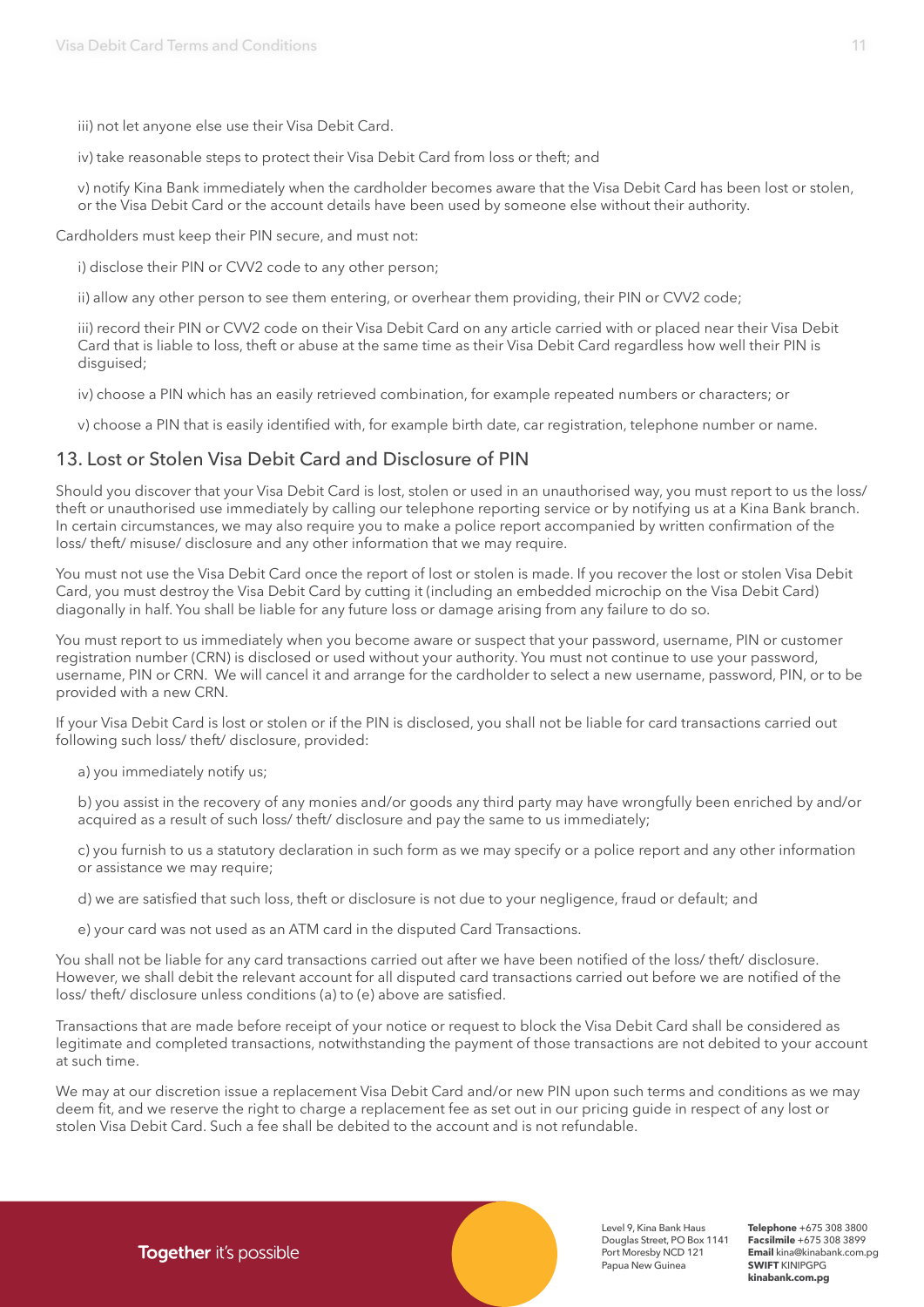iii) not let anyone else use their Visa Debit Card.

iv) take reasonable steps to protect their Visa Debit Card from loss or theft; and

v) notify Kina Bank immediately when the cardholder becomes aware that the Visa Debit Card has been lost or stolen, or the Visa Debit Card or the account details have been used by someone else without their authority.

Cardholders must keep their PIN secure, and must not:

i) disclose their PIN or CVV2 code to any other person;

ii) allow any other person to see them entering, or overhear them providing, their PIN or CVV2 code;

iii) record their PIN or CVV2 code on their Visa Debit Card on any article carried with or placed near their Visa Debit Card that is liable to loss, theft or abuse at the same time as their Visa Debit Card regardless how well their PIN is disguised;

iv) choose a PIN which has an easily retrieved combination, for example repeated numbers or characters; or

v) choose a PIN that is easily identified with, for example birth date, car registration, telephone number or name.

## 13. Lost or Stolen Visa Debit Card and Disclosure of PIN

Should you discover that your Visa Debit Card is lost, stolen or used in an unauthorised way, you must report to us the loss/ theft or unauthorised use immediately by calling our telephone reporting service or by notifying us at a Kina Bank branch. In certain circumstances, we may also require you to make a police report accompanied by written confirmation of the loss/ theft/ misuse/ disclosure and any other information that we may require.

You must not use the Visa Debit Card once the report of lost or stolen is made. If you recover the lost or stolen Visa Debit Card, you must destroy the Visa Debit Card by cutting it (including an embedded microchip on the Visa Debit Card) diagonally in half. You shall be liable for any future loss or damage arising from any failure to do so.

You must report to us immediately when you become aware or suspect that your password, username, PIN or customer registration number (CRN) is disclosed or used without your authority. You must not continue to use your password, username, PIN or CRN. We will cancel it and arrange for the cardholder to select a new username, password, PIN, or to be provided with a new CRN.

If your Visa Debit Card is lost or stolen or if the PIN is disclosed, you shall not be liable for card transactions carried out following such loss/ theft/ disclosure, provided:

a) you immediately notify us;

b) you assist in the recovery of any monies and/or goods any third party may have wrongfully been enriched by and/or acquired as a result of such loss/ theft/ disclosure and pay the same to us immediately;

c) you furnish to us a statutory declaration in such form as we may specify or a police report and any other information or assistance we may require;

d) we are satisfied that such loss, theft or disclosure is not due to your negligence, fraud or default; and

e) your card was not used as an ATM card in the disputed Card Transactions.

You shall not be liable for any card transactions carried out after we have been notified of the loss/ theft/ disclosure. However, we shall debit the relevant account for all disputed card transactions carried out before we are notified of the loss/ theft/ disclosure unless conditions (a) to (e) above are satisfied.

Transactions that are made before receipt of your notice or request to block the Visa Debit Card shall be considered as legitimate and completed transactions, notwithstanding the payment of those transactions are not debited to your account at such time.

We may at our discretion issue a replacement Visa Debit Card and/or new PIN upon such terms and conditions as we may deem fit, and we reserve the right to charge a replacement fee as set out in our pricing guide in respect of any lost or stolen Visa Debit Card. Such a fee shall be debited to the account and is not refundable.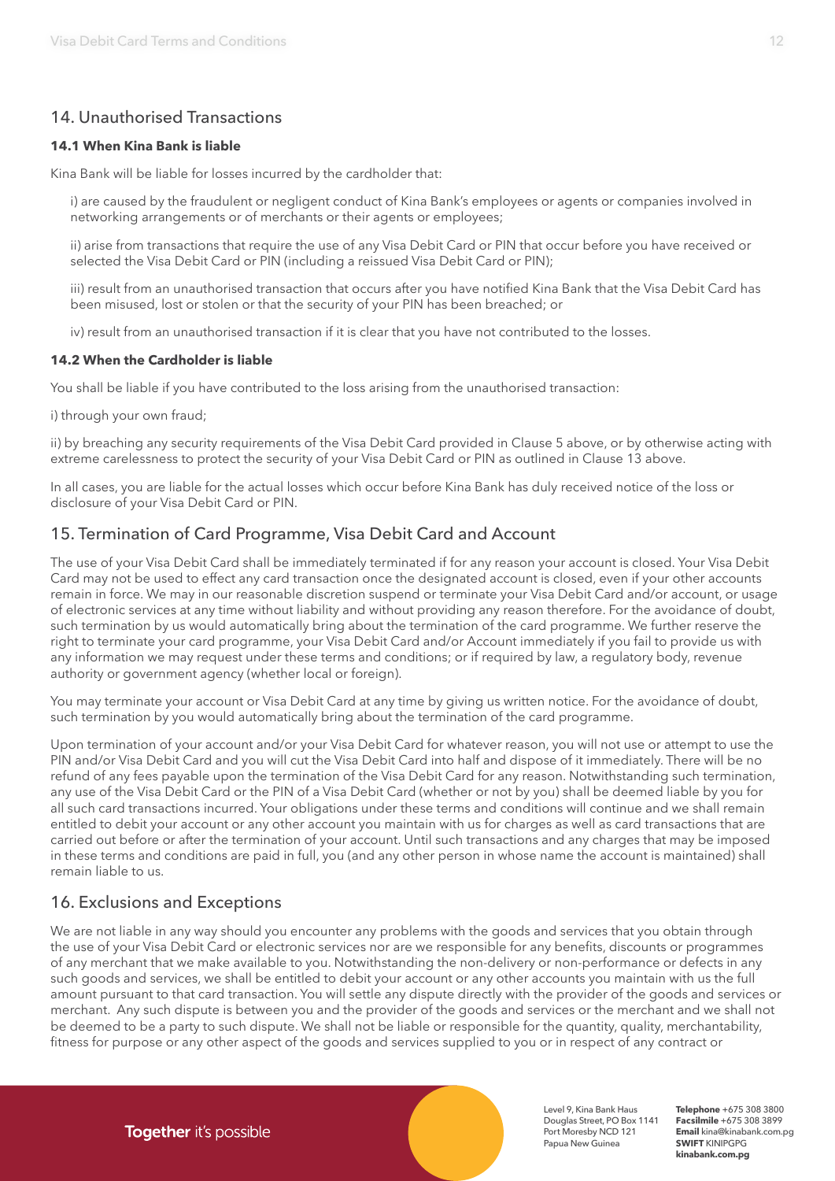## 14. Unauthorised Transactions

### 14.1 When Kina Bank is liable

Kina Bank will be liable for losses incurred by the cardholder that:

i) are caused by the fraudulent or negligent conduct of Kina Bank's employees or agents or companies involved in networking arrangements or of merchants or their agents or employees;

ii) arise from transactions that require the use of any Visa Debit Card or PIN that occur before you have received or selected the Visa Debit Card or PIN (including a reissued Visa Debit Card or PIN);

iii) result from an unauthorised transaction that occurs after you have notified Kina Bank that the Visa Debit Card has been misused, lost or stolen or that the security of your PIN has been breached; or

iv) result from an unauthorised transaction if it is clear that you have not contributed to the losses.

### 14.2 When the Cardholder is liable

You shall be liable if you have contributed to the loss arising from the unauthorised transaction:

i) through your own fraud;

ii) by breaching any security requirements of the Visa Debit Card provided in Clause 5 above, or by otherwise acting with extreme carelessness to protect the security of your Visa Debit Card or PIN as outlined in Clause 13 above.

In all cases, you are liable for the actual losses which occur before Kina Bank has duly received notice of the loss or disclosure of your Visa Debit Card or PIN.

## 15. Termination of Card Programme, Visa Debit Card and Account

The use of your Visa Debit Card shall be immediately terminated if for any reason your account is closed. Your Visa Debit Card may not be used to effect any card transaction once the designated account is closed, even if your other accounts remain in force. We may in our reasonable discretion suspend or terminate your Visa Debit Card and/or account, or usage of electronic services at any time without liability and without providing any reason therefore. For the avoidance of doubt, such termination by us would automatically bring about the termination of the card programme. We further reserve the right to terminate your card programme, your Visa Debit Card and/or Account immediately if you fail to provide us with any information we may request under these terms and conditions; or if required by law, a regulatory body, revenue authority or government agency (whether local or foreign).

You may terminate your account or Visa Debit Card at any time by giving us written notice. For the avoidance of doubt, such termination by you would automatically bring about the termination of the card programme.

Upon termination of your account and/or your Visa Debit Card for whatever reason, you will not use or attempt to use the PIN and/or Visa Debit Card and you will cut the Visa Debit Card into half and dispose of it immediately. There will be no refund of any fees payable upon the termination of the Visa Debit Card for any reason. Notwithstanding such termination, any use of the Visa Debit Card or the PIN of a Visa Debit Card (whether or not by you) shall be deemed liable by you for all such card transactions incurred. Your obligations under these terms and conditions will continue and we shall remain entitled to debit your account or any other account you maintain with us for charges as well as card transactions that are carried out before or after the termination of your account. Until such transactions and any charges that may be imposed in these terms and conditions are paid in full, you (and any other person in whose name the account is maintained) shall remain liable to us.

## 16. Exclusions and Exceptions

We are not liable in any way should you encounter any problems with the goods and services that you obtain through the use of your Visa Debit Card or electronic services nor are we responsible for any benefits, discounts or programmes of any merchant that we make available to you. Notwithstanding the non-delivery or non-performance or defects in any such goods and services, we shall be entitled to debit your account or any other accounts you maintain with us the full amount pursuant to that card transaction. You will settle any dispute directly with the provider of the goods and services or merchant. Any such dispute is between you and the provider of the goods and services or the merchant and we shall not be deemed to be a party to such dispute. We shall not be liable or responsible for the quantity, quality, merchantability, fitness for purpose or any other aspect of the goods and services supplied to you or in respect of any contract or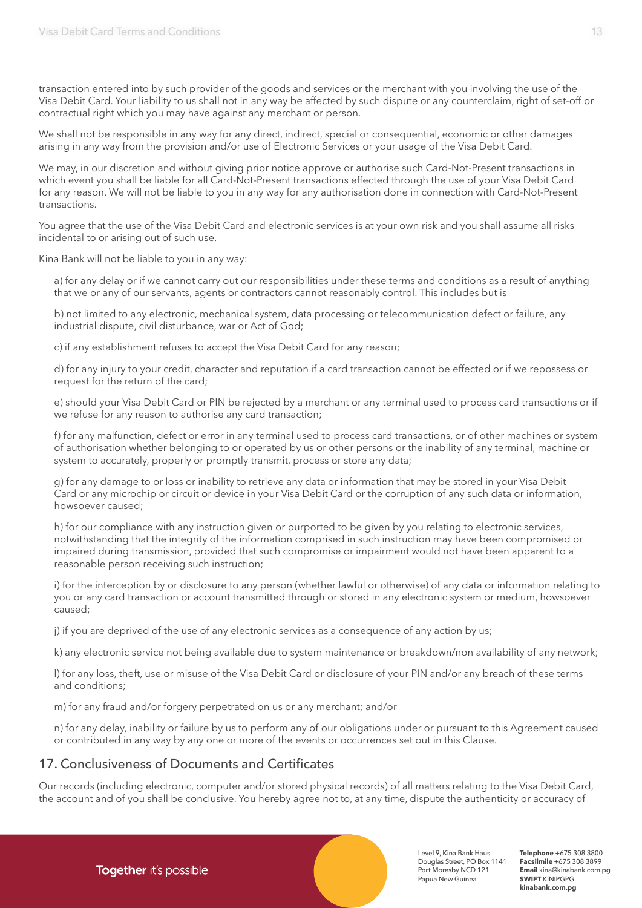transaction entered into by such provider of the goods and services or the merchant with you involving the use of the Visa Debit Card. Your liability to us shall not in any way be affected by such dispute or any counterclaim, right of set-off or contractual right which you may have against any merchant or person.

We shall not be responsible in any way for any direct, indirect, special or consequential, economic or other damages arising in any way from the provision and/or use of Electronic Services or your usage of the Visa Debit Card.

We may, in our discretion and without giving prior notice approve or authorise such Card-Not-Present transactions in which event you shall be liable for all Card-Not-Present transactions effected through the use of your Visa Debit Card for any reason. We will not be liable to you in any way for any authorisation done in connection with Card-Not-Present transactions.

You agree that the use of the Visa Debit Card and electronic services is at your own risk and you shall assume all risks incidental to or arising out of such use.

Kina Bank will not be liable to you in any way:

a) for any delay or if we cannot carry out our responsibilities under these terms and conditions as a result of anything that we or any of our servants, agents or contractors cannot reasonably control. This includes but is

b) not limited to any electronic, mechanical system, data processing or telecommunication defect or failure, any industrial dispute, civil disturbance, war or Act of God;

c) if any establishment refuses to accept the Visa Debit Card for any reason;

d) for any injury to your credit, character and reputation if a card transaction cannot be effected or if we repossess or request for the return of the card;

e) should your Visa Debit Card or PIN be rejected by a merchant or any terminal used to process card transactions or if we refuse for any reason to authorise any card transaction;

f) for any malfunction, defect or error in any terminal used to process card transactions, or of other machines or system of authorisation whether belonging to or operated by us or other persons or the inability of any terminal, machine or system to accurately, properly or promptly transmit, process or store any data;

g) for any damage to or loss or inability to retrieve any data or information that may be stored in your Visa Debit Card or any microchip or circuit or device in your Visa Debit Card or the corruption of any such data or information, howsoever caused;

h) for our compliance with any instruction given or purported to be given by you relating to electronic services, notwithstanding that the integrity of the information comprised in such instruction may have been compromised or impaired during transmission, provided that such compromise or impairment would not have been apparent to a reasonable person receiving such instruction;

i) for the interception by or disclosure to any person (whether lawful or otherwise) of any data or information relating to you or any card transaction or account transmitted through or stored in any electronic system or medium, howsoever caused;

j) if you are deprived of the use of any electronic services as a consequence of any action by us;

k) any electronic service not being available due to system maintenance or breakdown/non availability of any network;

l) for any loss, theft, use or misuse of the Visa Debit Card or disclosure of your PIN and/or any breach of these terms and conditions;

m) for any fraud and/or forgery perpetrated on us or any merchant; and/or

n) for any delay, inability or failure by us to perform any of our obligations under or pursuant to this Agreement caused or contributed in any way by any one or more of the events or occurrences set out in this Clause.

## 17. Conclusiveness of Documents and Certificates

Our records (including electronic, computer and/or stored physical records) of all matters relating to the Visa Debit Card, the account and of you shall be conclusive. You hereby agree not to, at any time, dispute the authenticity or accuracy of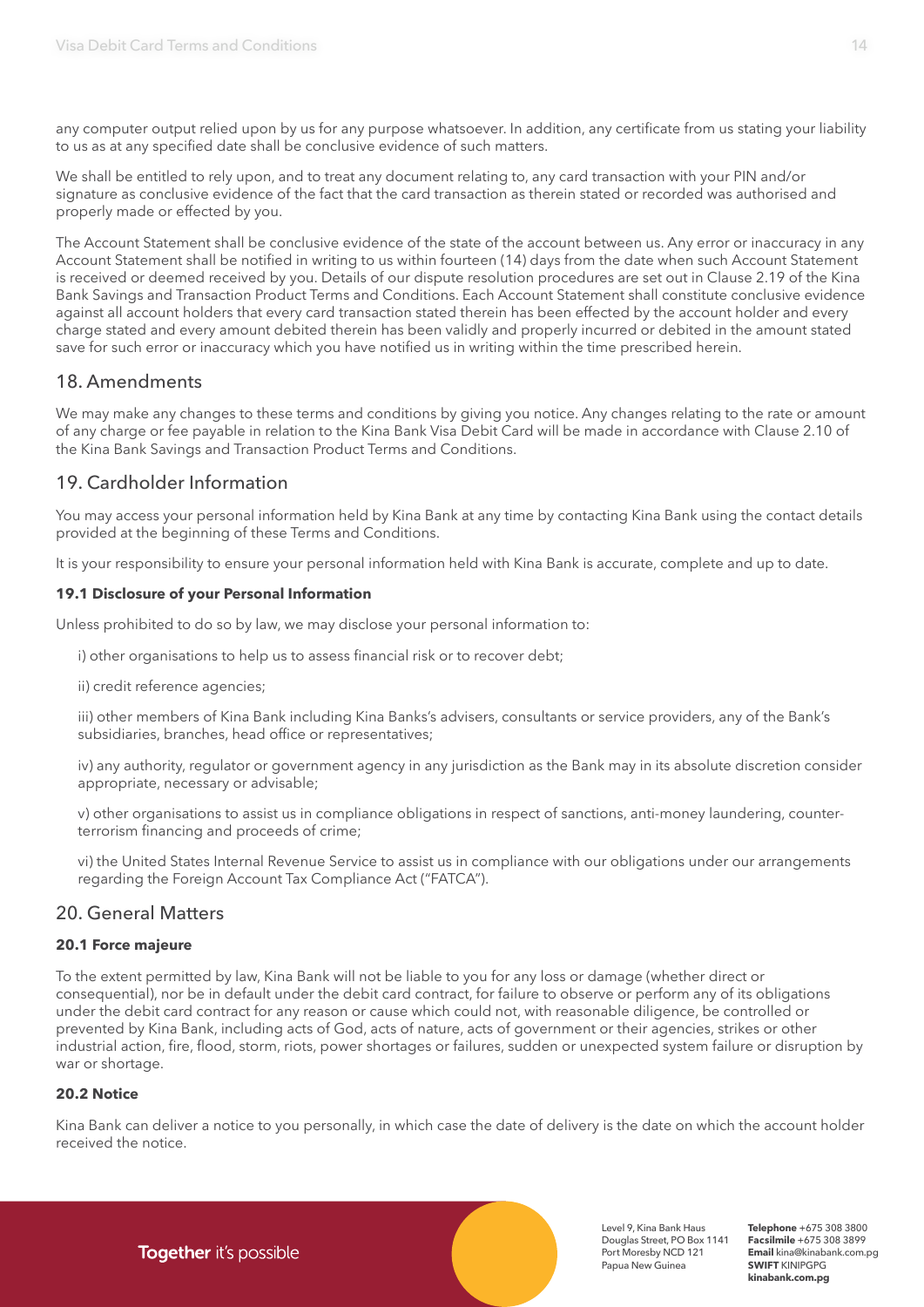any computer output relied upon by us for any purpose whatsoever. In addition, any certificate from us stating your liability to us as at any specified date shall be conclusive evidence of such matters.

We shall be entitled to rely upon, and to treat any document relating to, any card transaction with your PIN and/or signature as conclusive evidence of the fact that the card transaction as therein stated or recorded was authorised and properly made or effected by you.

The Account Statement shall be conclusive evidence of the state of the account between us. Any error or inaccuracy in any Account Statement shall be notified in writing to us within fourteen (14) days from the date when such Account Statement is received or deemed received by you. Details of our dispute resolution procedures are set out in Clause 2.19 of the Kina Bank Savings and Transaction Product Terms and Conditions. Each Account Statement shall constitute conclusive evidence against all account holders that every card transaction stated therein has been effected by the account holder and every charge stated and every amount debited therein has been validly and properly incurred or debited in the amount stated save for such error or inaccuracy which you have notified us in writing within the time prescribed herein.

## 18. Amendments

We may make any changes to these terms and conditions by giving you notice. Any changes relating to the rate or amount of any charge or fee payable in relation to the Kina Bank Visa Debit Card will be made in accordance with Clause 2.10 of the Kina Bank Savings and Transaction Product Terms and Conditions.

## 19. Cardholder Information

You may access your personal information held by Kina Bank at any time by contacting Kina Bank using the contact details provided at the beginning of these Terms and Conditions.

It is your responsibility to ensure your personal information held with Kina Bank is accurate, complete and up to date.

**19.1 Disclosure of your Personal Information**

Unless prohibited to do so by law, we may disclose your personal information to:

i) other organisations to help us to assess financial risk or to recover debt;

ii) credit reference agencies;

iii) other members of Kina Bank including Kina Banks's advisers, consultants or service providers, any of the Bank's subsidiaries, branches, head office or representatives;

iv) any authority, regulator or government agency in any jurisdiction as the Bank may in its absolute discretion consider appropriate, necessary or advisable;

v) other organisations to assist us in compliance obligations in respect of sanctions, anti-money laundering, counter-terrorism financing and proceeds of crime;

vi) the United States Internal Revenue Service to assist us in compliance with our obligations under our arrangements regarding the Foreign Account Tax Compliance Act ("FATCA").

## 20. General Matters

**20.1 Force majeure**

To the extent permitted by law, Kina Bank will not be liable to you for any loss or damage (whether direct or consequential), nor be in default under the debit card contract, for failure to observe or perform any of its obligations under the debit card contract for any reason or cause which could not, with reasonable diligence, be controlled or prevented by Kina Bank, including acts of God, acts of nature, acts of government or their agencies, strikes or other industrial action, fire, flood, storm, riots, power shortages or failures, sudden or unexpected system failure or disruption by war or shortage.

**20.2 Notice**

Kina Bank can deliver a notice to you personally, in which case the date of delivery is the date on which the account holder received the notice.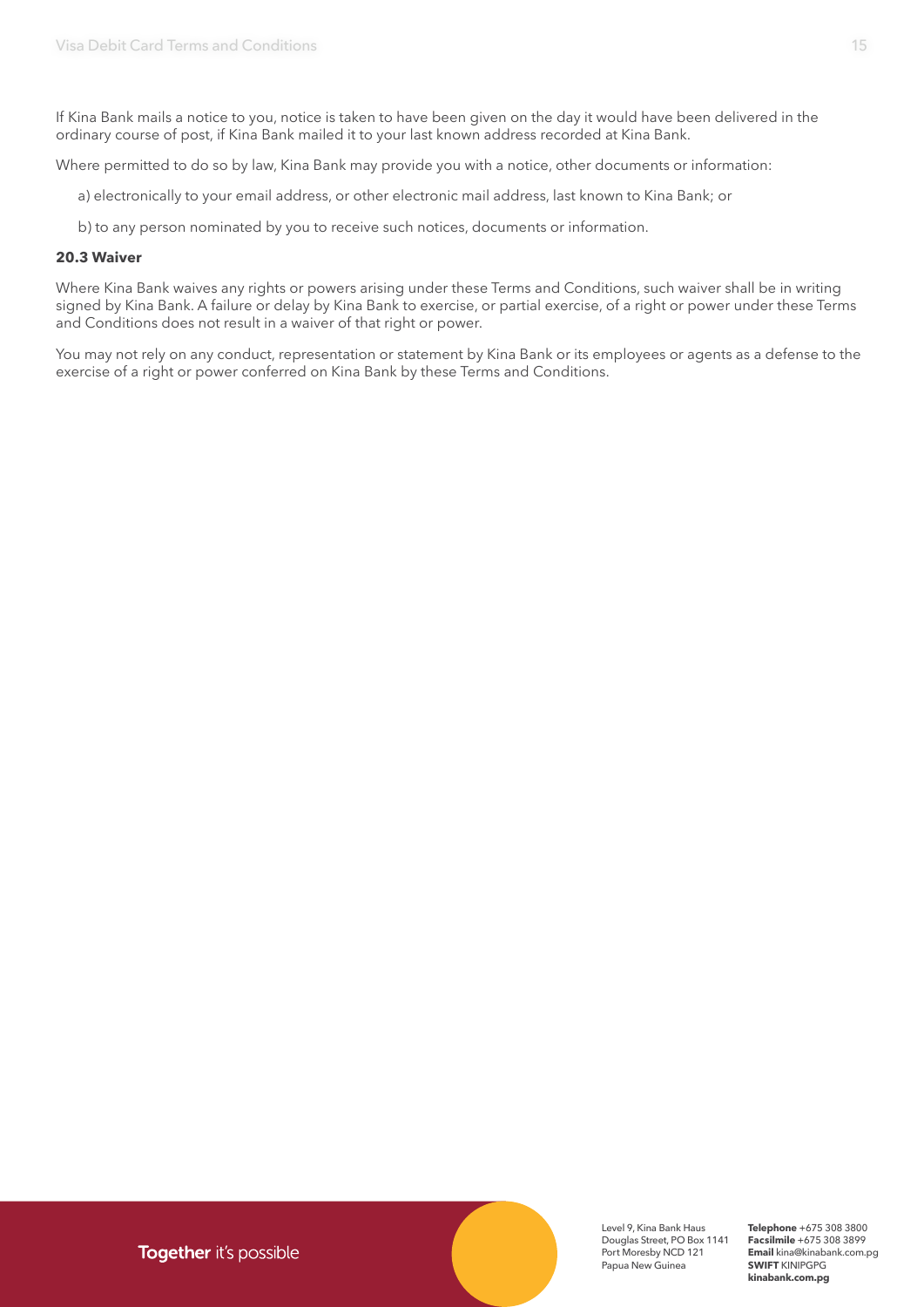If Kina Bank mails a notice to you, notice is taken to have been given on the day it would have been delivered in the ordinary course of post, if Kina Bank mailed it to your last known address recorded at Kina Bank.

Where permitted to do so by law, Kina Bank may provide you with a notice, other documents or information:

a) electronically to your email address, or other electronic mail address, last known to Kina Bank; or

b) to any person nominated by you to receive such notices, documents or information.

#### 20.3 Waiver

Where Kina Bank waives any rights or powers arising under these Terms and Conditions, such waiver shall be in writing signed by Kina Bank. A failure or delay by Kina Bank to exercise, or partial exercise, of a right or power under these Terms and Conditions does not result in a waiver of that right or power.

You may not rely on any conduct, representation or statement by Kina Bank or its employees or agents as a defense to the exercise of a right or power conferred on Kina Bank by these Terms and Conditions.

**Together** it's possible

Level 9, Kina Bank Haus
Douglas Street, PO Box 1141
Port Moresby NCD 121
Papua New Guinea

**Telephone** +675 308 3800
**Facsilmile** +675 308 3899
**Email** kina@kinabank.com.pg
**SWIFT** KINIPGPG
**kinabank.com.pg**